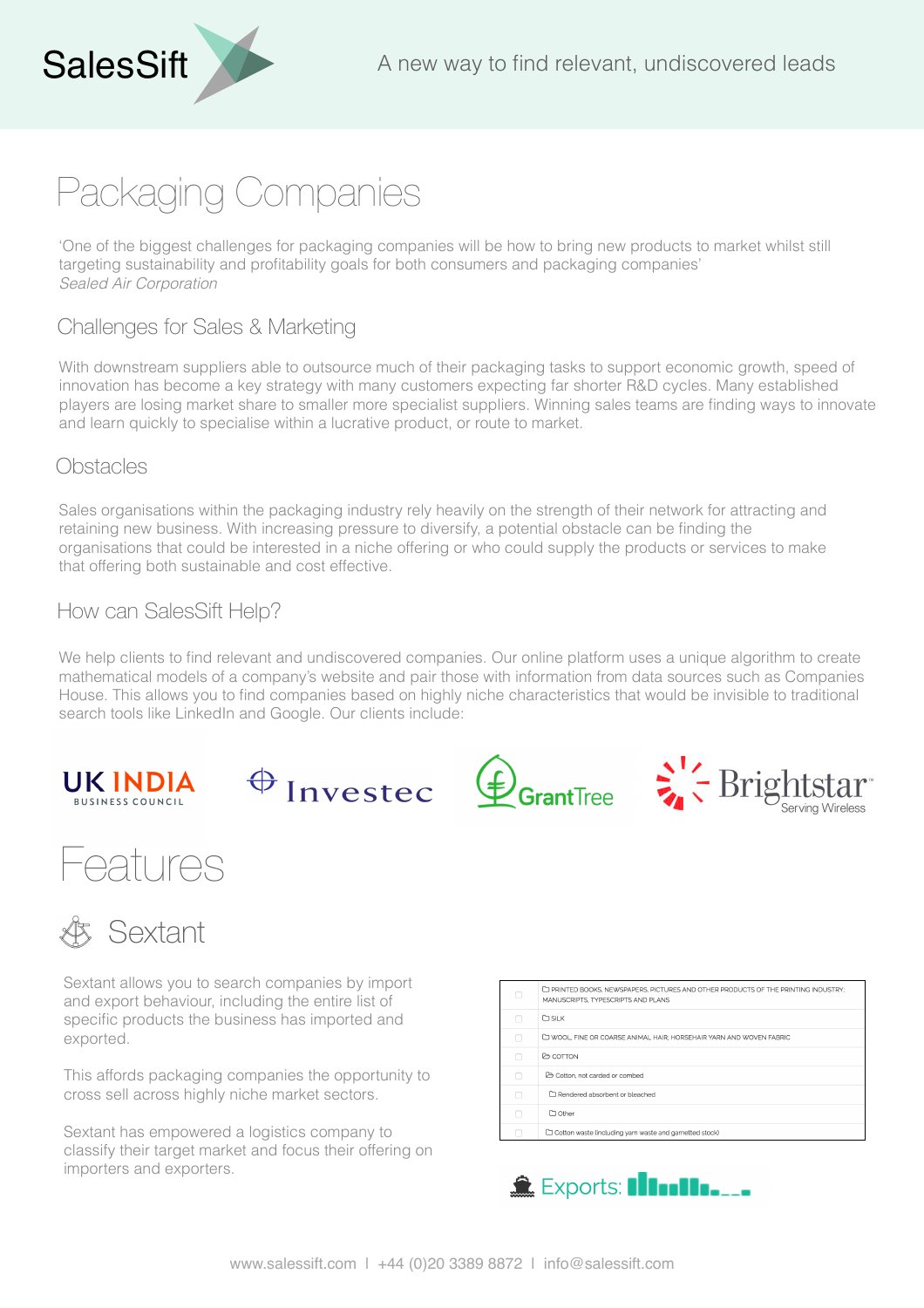SalesSift

A new way to find relevant, undiscovered leads

# Packaging Companies

'One of the biggest challenges for packaging companies will be how to bring new products to market whilst still targeting sustainability and profitability goals for both consumers and packaging companies'
*Sealed Air Corporation*

## Challenges for Sales & Marketing

With downstream suppliers able to outsource much of their packaging tasks to support economic growth, speed of innovation has become a key strategy with many customers expecting far shorter R&D cycles. Many established players are losing market share to smaller more specialist suppliers. Winning sales teams are finding ways to innovate and learn quickly to specialise within a lucrative product, or route to market.

## Obstacles

Sales organisations within the packaging industry rely heavily on the strength of their network for attracting and retaining new business. With increasing pressure to diversify, a potential obstacle can be finding the organisations that could be interested in a niche offering or who could supply the products or services to make that offering both sustainable and cost effective.

## How can SalesSift Help?

We help clients to find relevant and undiscovered companies. Our online platform uses a unique algorithm to create mathematical models of a company's website and pair those with information from data sources such as Companies House. This allows you to find companies based on highly niche characteristics that would be invisible to traditional search tools like LinkedIn and Google. Our clients include:

UK INDIA BUSINESS COUNCIL | Investec | GrantTree | Brightstar Serving Wireless

# Features

## Sextant

Sextant allows you to search companies by import and export behaviour, including the entire list of specific products the business has imported and exported.

This affords packaging companies the opportunity to cross sell across highly niche market sectors.

Sextant has empowered a logistics company to classify their target market and focus their offering on importers and exporters.

| | |
|---|---|
| ☐ | PRINTED BOOKS, NEWSPAPERS, PICTURES AND OTHER PRODUCTS OF THE PRINTING INDUSTRY; MANUSCRIPTS, TYPESCRIPTS AND PLANS |
| ☐ | SILK |
| ☐ | WOOL, FINE OR COARSE ANIMAL HAIR; HORSEHAIR YARN AND WOVEN FABRIC |
| ☐ | COTTON |
| ☐ | Cotton, not carded or combed |
| ☐ | Rendered absorbent or bleached |
| ☐ | Other |
| ☐ | Cotton waste (including yarn waste and garnetted stock) |

Exports:

www.salessift.com | +44 (0)20 3389 8872 | info@salessift.com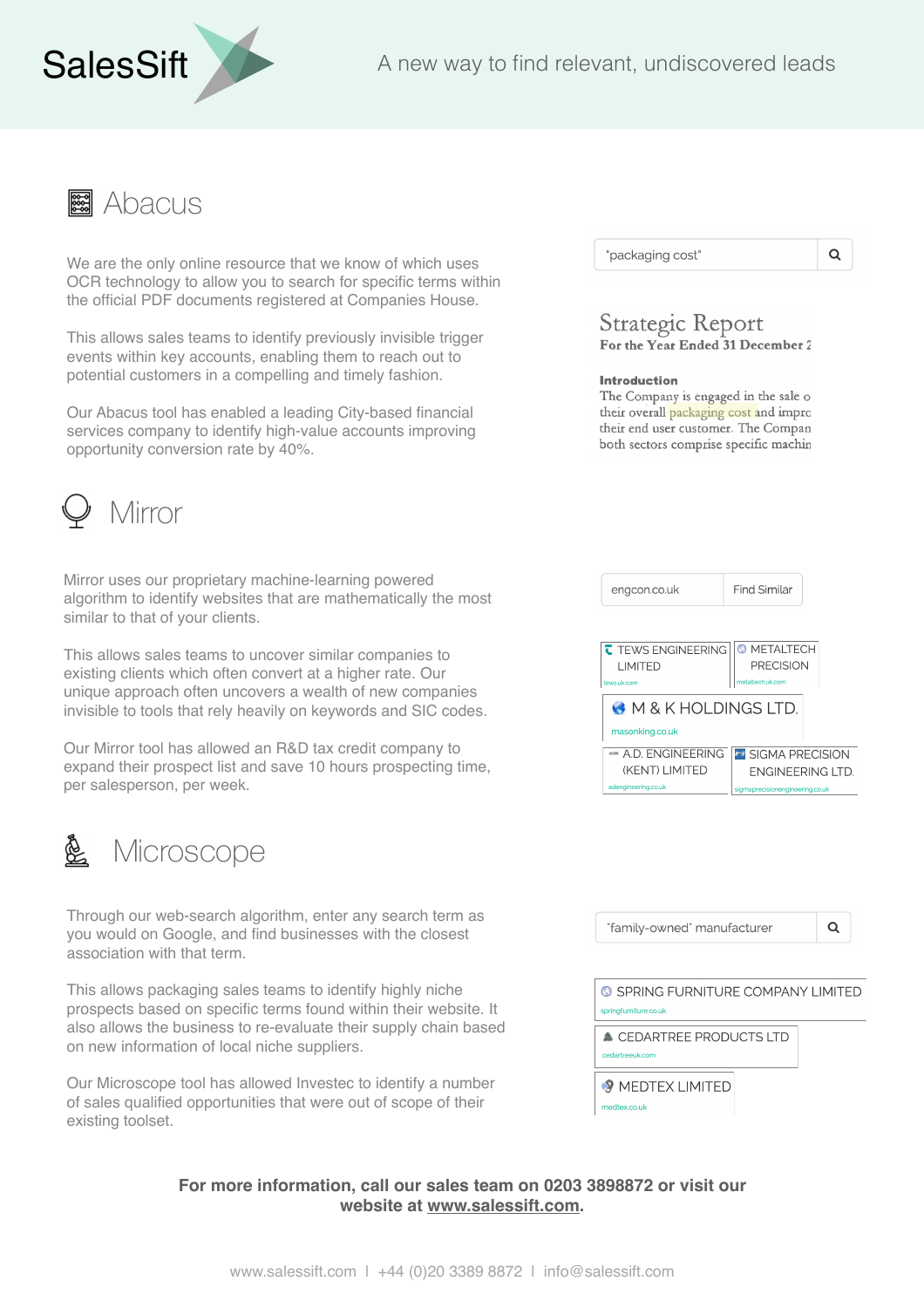# SalesSift

A new way to find relevant, undiscovered leads

## Abacus

We are the only online resource that we know of which uses OCR technology to allow you to search for specific terms within the official PDF documents registered at Companies House.

This allows sales teams to identify previously invisible trigger events within key accounts, enabling them to reach out to potential customers in a compelling and timely fashion.

Our Abacus tool has enabled a leading City-based financial services company to identify high-value accounts improving opportunity conversion rate by 40%.

"packaging cost"

Strategic Report
For the Year Ended 31 December 2

**Introduction**
The Company is engaged in the sale o
their overall packaging cost and impro
their end user customer. The Compan
both sectors comprise specific machin

## Mirror

Mirror uses our proprietary machine-learning powered algorithm to identify websites that are mathematically the most similar to that of your clients.

This allows sales teams to uncover similar companies to existing clients which often convert at a higher rate. Our unique approach often uncovers a wealth of new companies invisible to tools that rely heavily on keywords and SIC codes.

Our Mirror tool has allowed an R&D tax credit company to expand their prospect list and save 10 hours prospecting time, per salesperson, per week.

engcon.co.uk | Find Similar

- TEWS ENGINEERING LIMITED — tews.uk.com
- METALTECH PRECISION — metaltech.uk.com
- M & K HOLDINGS LTD. — masonking.co.uk
- A.D. ENGINEERING (KENT) LIMITED — adengineering.co.uk
- SIGMA PRECISION ENGINEERING LTD. — sigmaprecisionengineering.co.uk

## Microscope

Through our web-search algorithm, enter any search term as you would on Google, and find businesses with the closest association with that term.

This allows packaging sales teams to identify highly niche prospects based on specific terms found within their website. It also allows the business to re-evaluate their supply chain based on new information of local niche suppliers.

Our Microscope tool has allowed Investec to identify a number of sales qualified opportunities that were out of scope of their existing toolset.

"family-owned" manufacturer

- SPRING FURNITURE COMPANY LIMITED — springfurniture.co.uk
- CEDARTREE PRODUCTS LTD — cedartreeuk.com
- MEDTEX LIMITED — medtex.co.uk

**For more information, call our sales team on 0203 3898872 or visit our website at www.salessift.com.**

www.salessift.com | +44 (0)20 3389 8872 | info@salessift.com